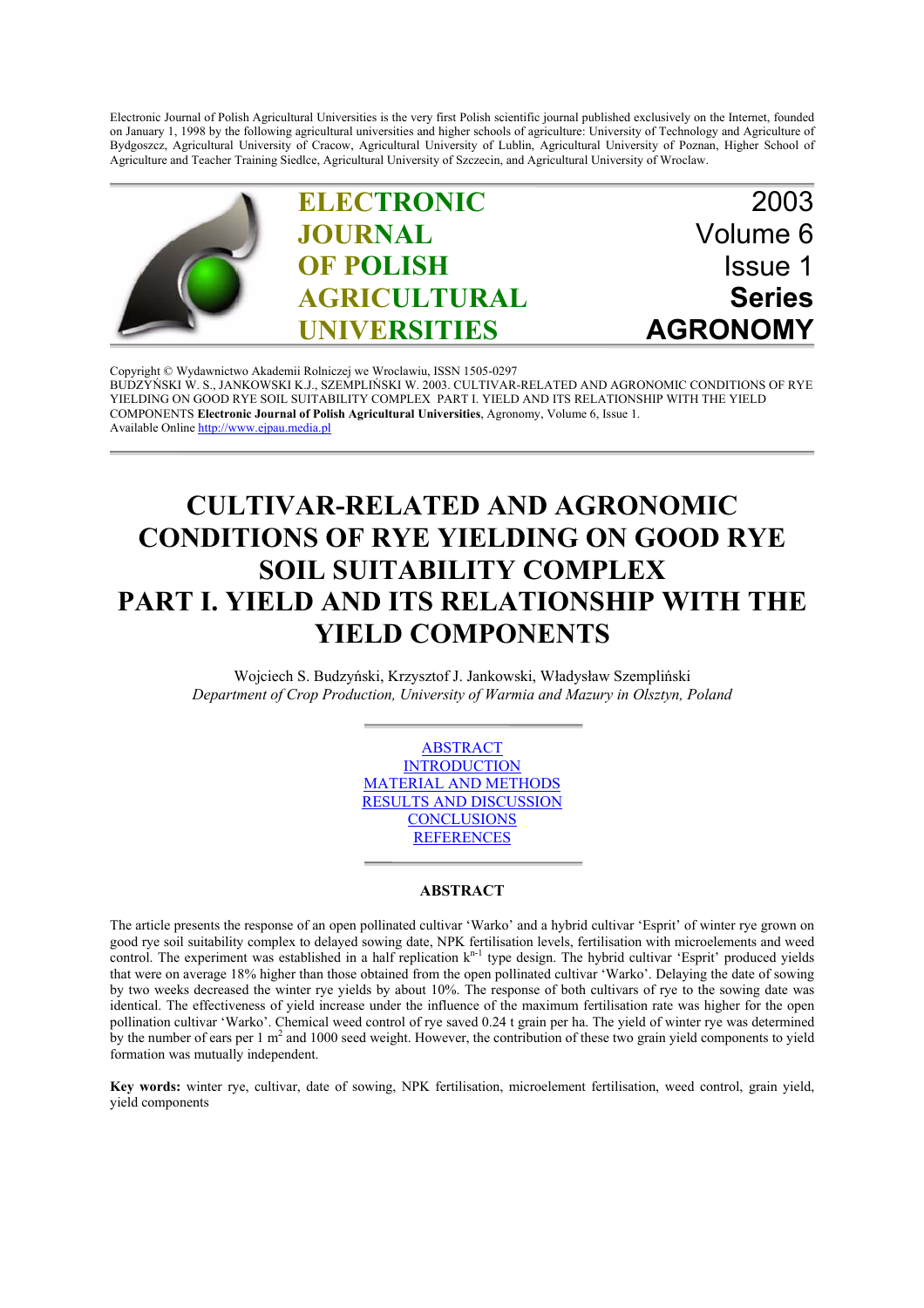Electronic Journal of Polish Agricultural Universities is the very first Polish scientific journal published exclusively on the Internet, founded on January 1, 1998 by the following agricultural universities and higher schools of agriculture: University of Technology and Agriculture of Bydgoszcz, Agricultural University of Cracow, Agricultural University of Lublin, Agricultural University of Poznan, Higher School of Agriculture and Teacher Training Siedlce, Agricultural University of Szczecin, and Agricultural University of Wroclaw.

**ELECTRONIC JOURNAL OF POLISH AGRICULTURAL UNIVERSITIES**

2003
Volume 6
Issue 1
**Series AGRONOMY**

Copyright © Wydawnictwo Akademii Rolniczej we Wroclawiu, ISSN 1505-0297
BUDZYŃSKI W. S., JANKOWSKI K.J., SZEMPLIŃSKI W. 2003. CULTIVAR-RELATED AND AGRONOMIC CONDITIONS OF RYE YIELDING ON GOOD RYE SOIL SUITABILITY COMPLEX PART I. YIELD AND ITS RELATIONSHIP WITH THE YIELD COMPONENTS **Electronic Journal of Polish Agricultural Universities**, Agronomy, Volume 6, Issue 1.
Available Online http://www.ejpau.media.pl

# CULTIVAR-RELATED AND AGRONOMIC CONDITIONS OF RYE YIELDING ON GOOD RYE SOIL SUITABILITY COMPLEX PART I. YIELD AND ITS RELATIONSHIP WITH THE YIELD COMPONENTS

Wojciech S. Budzyński, Krzysztof J. Jankowski, Władysław Szempliński
*Department of Crop Production, University of Warmia and Mazury in Olsztyn, Poland*

ABSTRACT
INTRODUCTION
MATERIAL AND METHODS
RESULTS AND DISCUSSION
CONCLUSIONS
REFERENCES

## ABSTRACT

The article presents the response of an open pollinated cultivar 'Warko' and a hybrid cultivar 'Esprit' of winter rye grown on good rye soil suitability complex to delayed sowing date, NPK fertilisation levels, fertilisation with microelements and weed control. The experiment was established in a half replication $k^{n-1}$ type design. The hybrid cultivar 'Esprit' produced yields that were on average 18% higher than those obtained from the open pollinated cultivar 'Warko'. Delaying the date of sowing by two weeks decreased the winter rye yields by about 10%. The response of both cultivars of rye to the sowing date was identical. The effectiveness of yield increase under the influence of the maximum fertilisation rate was higher for the open pollination cultivar 'Warko'. Chemical weed control of rye saved 0.24 t grain per ha. The yield of winter rye was determined by the number of ears per 1 $m^2$ and 1000 seed weight. However, the contribution of these two grain yield components to yield formation was mutually independent.

**Key words:** winter rye, cultivar, date of sowing, NPK fertilisation, microelement fertilisation, weed control, grain yield, yield components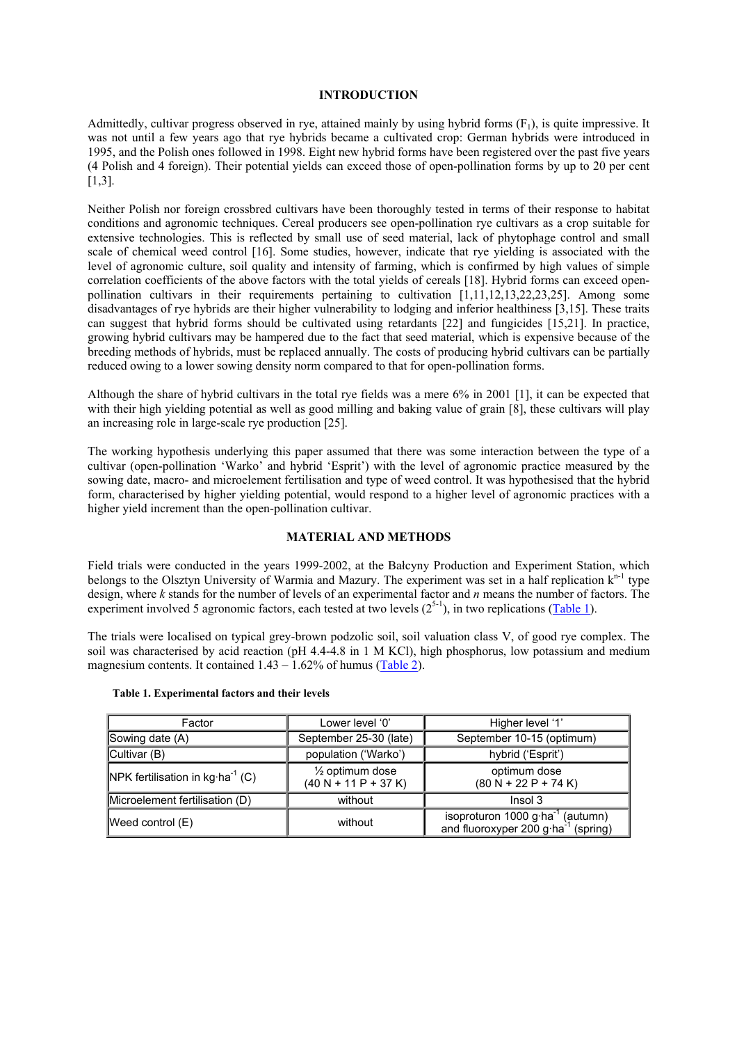## INTRODUCTION

Admittedly, cultivar progress observed in rye, attained mainly by using hybrid forms ($F_1$), is quite impressive. It was not until a few years ago that rye hybrids became a cultivated crop: German hybrids were introduced in 1995, and the Polish ones followed in 1998. Eight new hybrid forms have been registered over the past five years (4 Polish and 4 foreign). Their potential yields can exceed those of open-pollination forms by up to 20 per cent [1,3].

Neither Polish nor foreign crossbred cultivars have been thoroughly tested in terms of their response to habitat conditions and agronomic techniques. Cereal producers see open-pollination rye cultivars as a crop suitable for extensive technologies. This is reflected by small use of seed material, lack of phytophage control and small scale of chemical weed control [16]. Some studies, however, indicate that rye yielding is associated with the level of agronomic culture, soil quality and intensity of farming, which is confirmed by high values of simple correlation coefficients of the above factors with the total yields of cereals [18]. Hybrid forms can exceed open-pollination cultivars in their requirements pertaining to cultivation [1,11,12,13,22,23,25]. Among some disadvantages of rye hybrids are their higher vulnerability to lodging and inferior healthiness [3,15]. These traits can suggest that hybrid forms should be cultivated using retardants [22] and fungicides [15,21]. In practice, growing hybrid cultivars may be hampered due to the fact that seed material, which is expensive because of the breeding methods of hybrids, must be replaced annually. The costs of producing hybrid cultivars can be partially reduced owing to a lower sowing density norm compared to that for open-pollination forms.

Although the share of hybrid cultivars in the total rye fields was a mere 6% in 2001 [1], it can be expected that with their high yielding potential as well as good milling and baking value of grain [8], these cultivars will play an increasing role in large-scale rye production [25].

The working hypothesis underlying this paper assumed that there was some interaction between the type of a cultivar (open-pollination 'Warko' and hybrid 'Esprit') with the level of agronomic practice measured by the sowing date, macro- and microelement fertilisation and type of weed control. It was hypothesised that the hybrid form, characterised by higher yielding potential, would respond to a higher level of agronomic practices with a higher yield increment than the open-pollination cultivar.

## MATERIAL AND METHODS

Field trials were conducted in the years 1999-2002, at the Bałcyny Production and Experiment Station, which belongs to the Olsztyn University of Warmia and Mazury. The experiment was set in a half replication $k^{n-1}$ type design, where *k* stands for the number of levels of an experimental factor and *n* means the number of factors. The experiment involved 5 agronomic factors, each tested at two levels ($2^{5-1}$), in two replications (Table 1).

The trials were localised on typical grey-brown podzolic soil, soil valuation class V, of good rye complex. The soil was characterised by acid reaction (pH 4.4-4.8 in 1 M KCl), high phosphorus, low potassium and medium magnesium contents. It contained 1.43 – 1.62% of humus (Table 2).

**Table 1. Experimental factors and their levels**

| Factor | Lower level '0' | Higher level '1' |
|---|---|---|
| Sowing date (A) | September 25-30 (late) | September 10-15 (optimum) |
| Cultivar (B) | population ('Warko') | hybrid ('Esprit') |
| NPK fertilisation in kg·ha$^{-1}$ (C) | ½ optimum dose (40 N + 11 P + 37 K) | optimum dose (80 N + 22 P + 74 K) |
| Microelement fertilisation (D) | without | Insol 3 |
| Weed control (E) | without | isoproturon 1000 g·ha$^{-1}$ (autumn) and fluoroxyper 200 g·ha$^{-1}$ (spring) |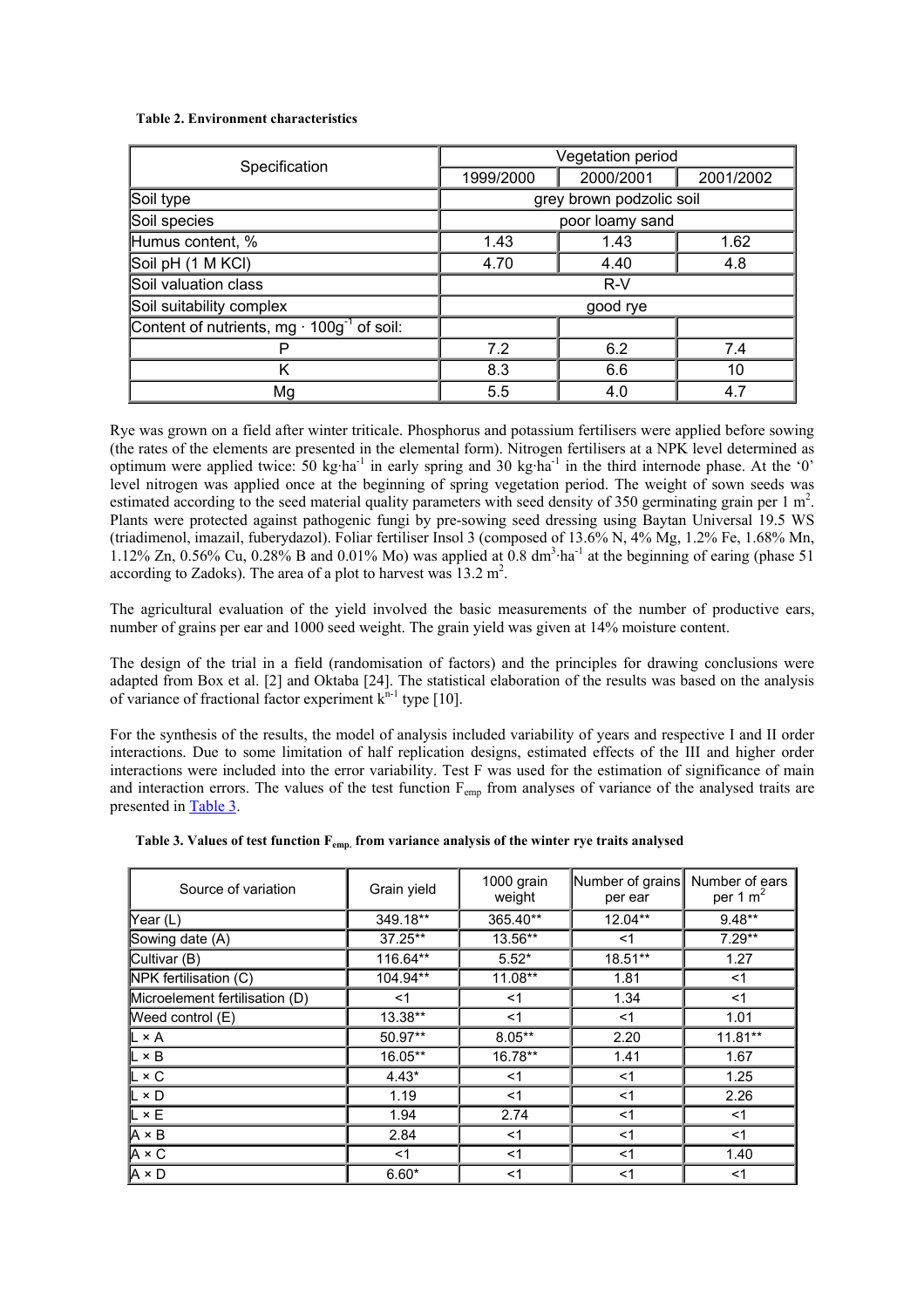**Table 2. Environment characteristics**

| Specification | Vegetation period | | |
|---|---|---|---|
| | 1999/2000 | 2000/2001 | 2001/2002 |
| Soil type | grey brown podzolic soil | | |
| Soil species | poor loamy sand | | |
| Humus content, % | 1.43 | 1.43 | 1.62 |
| Soil pH (1 M KCl) | 4.70 | 4.40 | 4.8 |
| Soil valuation class | R-V | | |
| Soil suitability complex | good rye | | |
| Content of nutrients, mg $\cdot$ $100g^{-1}$ of soil: | | | |
| P | 7.2 | 6.2 | 7.4 |
| K | 8.3 | 6.6 | 10 |
| Mg | 5.5 | 4.0 | 4.7 |

Rye was grown on a field after winter triticale. Phosphorus and potassium fertilisers were applied before sowing (the rates of the elements are presented in the elemental form). Nitrogen fertilisers at a NPK level determined as optimum were applied twice: 50 $kg \cdot ha^{-1}$ in early spring and 30 $kg \cdot ha^{-1}$ in the third internode phase. At the '0' level nitrogen was applied once at the beginning of spring vegetation period. The weight of sown seeds was estimated according to the seed material quality parameters with seed density of 350 germinating grain per 1 $m^2$. Plants were protected against pathogenic fungi by pre-sowing seed dressing using Baytan Universal 19.5 WS (triadimenol, imazail, fuberydazol). Foliar fertiliser Insol 3 (composed of 13.6% N, 4% Mg, 1.2% Fe, 1.68% Mn, 1.12% Zn, 0.56% Cu, 0.28% B and 0.01% Mo) was applied at 0.8 $dm^3 \cdot ha^{-1}$ at the beginning of earing (phase 51 according to Zadoks). The area of a plot to harvest was 13.2 $m^2$.

The agricultural evaluation of the yield involved the basic measurements of the number of productive ears, number of grains per ear and 1000 seed weight. The grain yield was given at 14% moisture content.

The design of the trial in a field (randomisation of factors) and the principles for drawing conclusions were adapted from Box et al. [2] and Oktaba [24]. The statistical elaboration of the results was based on the analysis of variance of fractional factor experiment $k^{n-1}$ type [10].

For the synthesis of the results, the model of analysis included variability of years and respective I and II order interactions. Due to some limitation of half replication designs, estimated effects of the III and higher order interactions were included into the error variability. Test F was used for the estimation of significance of main and interaction errors. The values of the test function $F_{emp}$ from analyses of variance of the analysed traits are presented in Table 3.

**Table 3. Values of test function $F_{emp.}$ from variance analysis of the winter rye traits analysed**

| Source of variation | Grain yield | 1000 grain weight | Number of grains per ear | Number of ears per 1 $m^2$ |
|---|---|---|---|---|
| Year (L) | 349.18** | 365.40** | 12.04** | 9.48** |
| Sowing date (A) | 37.25** | 13.56** | <1 | 7.29** |
| Cultivar (B) | 116.64** | 5.52* | 18.51** | 1.27 |
| NPK fertilisation (C) | 104.94** | 11.08** | 1.81 | <1 |
| Microelement fertilisation (D) | <1 | <1 | 1.34 | <1 |
| Weed control (E) | 13.38** | <1 | <1 | 1.01 |
| L × A | 50.97** | 8.05** | 2.20 | 11.81** |
| L × B | 16.05** | 16.78** | 1.41 | 1.67 |
| L × C | 4.43* | <1 | <1 | 1.25 |
| L × D | 1.19 | <1 | <1 | 2.26 |
| L × E | 1.94 | 2.74 | <1 | <1 |
| A × B | 2.84 | <1 | <1 | <1 |
| A × C | <1 | <1 | <1 | 1.40 |
| A × D | 6.60* | <1 | <1 | <1 |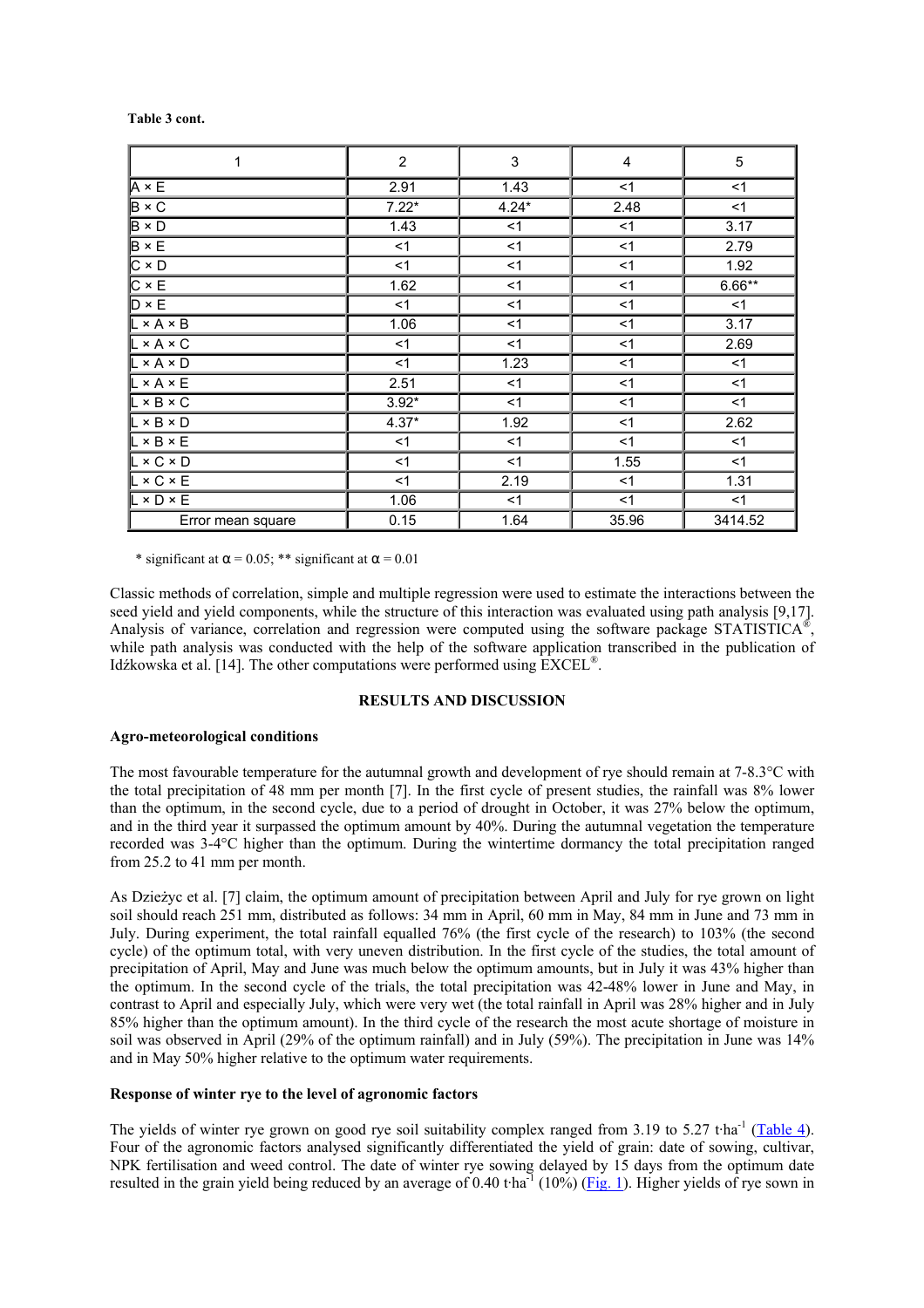**Table 3 cont.**

| 1 | 2 | 3 | 4 | 5 |
|---|---|---|---|---|
| A × E | 2.91 | 1.43 | <1 | <1 |
| B × C | 7.22* | 4.24* | 2.48 | <1 |
| B × D | 1.43 | <1 | <1 | 3.17 |
| B × E | <1 | <1 | <1 | 2.79 |
| C × D | <1 | <1 | <1 | 1.92 |
| C × E | 1.62 | <1 | <1 | 6.66** |
| D × E | <1 | <1 | <1 | <1 |
| L × A × B | 1.06 | <1 | <1 | 3.17 |
| L × A × C | <1 | <1 | <1 | 2.69 |
| L × A × D | <1 | 1.23 | <1 | <1 |
| L × A × E | 2.51 | <1 | <1 | <1 |
| L × B × C | 3.92* | <1 | <1 | <1 |
| L × B × D | 4.37* | 1.92 | <1 | 2.62 |
| L × B × E | <1 | <1 | <1 | <1 |
| L × C × D | <1 | <1 | 1.55 | <1 |
| L × C × E | <1 | 2.19 | <1 | 1.31 |
| L × D × E | 1.06 | <1 | <1 | <1 |
| Error mean square | 0.15 | 1.64 | 35.96 | 3414.52 |

\* significant at $\alpha = 0.05$; ** significant at $\alpha = 0.01$

Classic methods of correlation, simple and multiple regression were used to estimate the interactions between the seed yield and yield components, while the structure of this interaction was evaluated using path analysis [9,17]. Analysis of variance, correlation and regression were computed using the software package STATISTICA®, while path analysis was conducted with the help of the software application transcribed in the publication of Idźkowska et al. [14]. The other computations were performed using EXCEL®.

## RESULTS AND DISCUSSION

### Agro-meteorological conditions

The most favourable temperature for the autumnal growth and development of rye should remain at 7-8.3°C with the total precipitation of 48 mm per month [7]. In the first cycle of present studies, the rainfall was 8% lower than the optimum, in the second cycle, due to a period of drought in October, it was 27% below the optimum, and in the third year it surpassed the optimum amount by 40%. During the autumnal vegetation the temperature recorded was 3-4°C higher than the optimum. During the wintertime dormancy the total precipitation ranged from 25.2 to 41 mm per month.

As Dzieżyc et al. [7] claim, the optimum amount of precipitation between April and July for rye grown on light soil should reach 251 mm, distributed as follows: 34 mm in April, 60 mm in May, 84 mm in June and 73 mm in July. During experiment, the total rainfall equalled 76% (the first cycle of the research) to 103% (the second cycle) of the optimum total, with very uneven distribution. In the first cycle of the studies, the total amount of precipitation of April, May and June was much below the optimum amounts, but in July it was 43% higher than the optimum. In the second cycle of the trials, the total precipitation was 42-48% lower in June and May, in contrast to April and especially July, which were very wet (the total rainfall in April was 28% higher and in July 85% higher than the optimum amount). In the third cycle of the research the most acute shortage of moisture in soil was observed in April (29% of the optimum rainfall) and in July (59%). The precipitation in June was 14% and in May 50% higher relative to the optimum water requirements.

### Response of winter rye to the level of agronomic factors

The yields of winter rye grown on good rye soil suitability complex ranged from 3.19 to 5.27 t·ha$^{-1}$ (Table 4). Four of the agronomic factors analysed significantly differentiated the yield of grain: date of sowing, cultivar, NPK fertilisation and weed control. The date of winter rye sowing delayed by 15 days from the optimum date resulted in the grain yield being reduced by an average of 0.40 t·ha$^{-1}$ (10%) (Fig. 1). Higher yields of rye sown in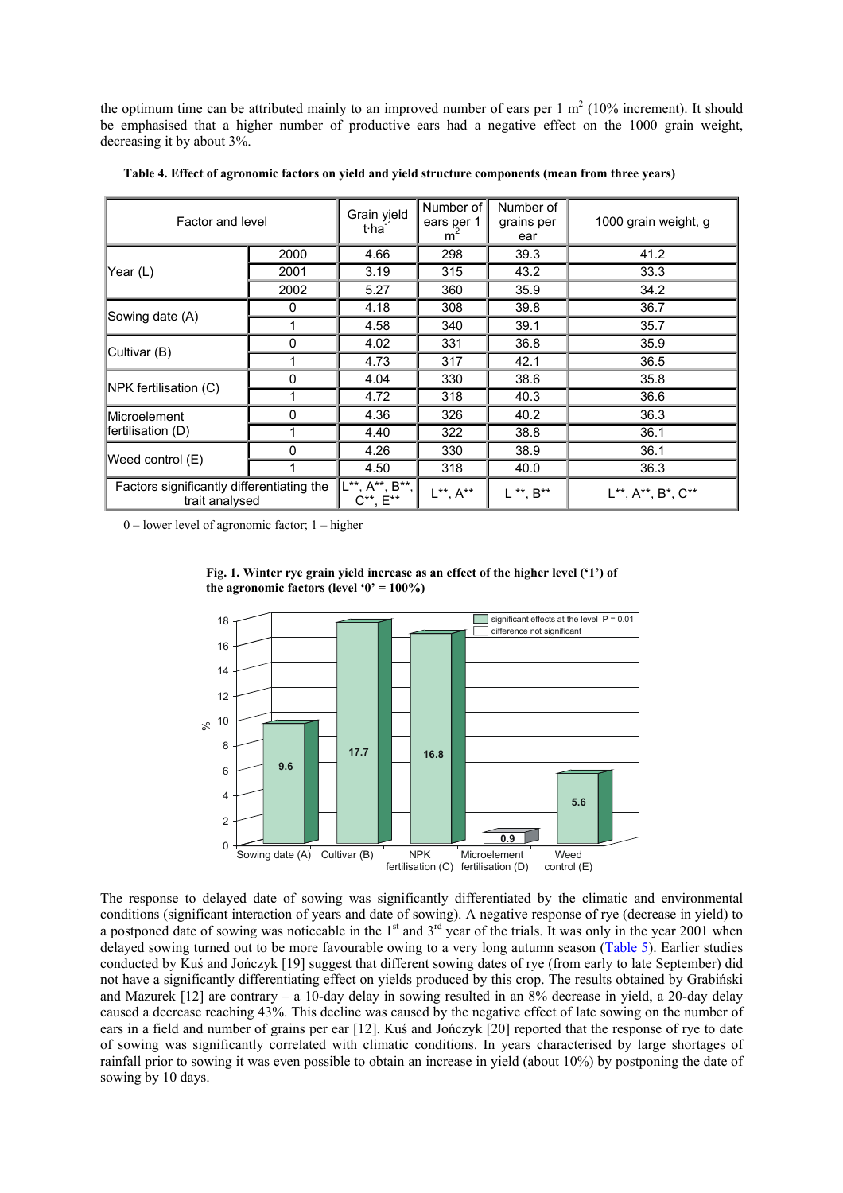the optimum time can be attributed mainly to an improved number of ears per 1 $m^2$ (10% increment). It should be emphasised that a higher number of productive ears had a negative effect on the 1000 grain weight, decreasing it by about 3%.

**Table 4. Effect of agronomic factors on yield and yield structure components (mean from three years)**

| Factor and level | | Grain yield $t \cdot ha^{-1}$ | Number of ears per 1 $m^2$ | Number of grains per ear | 1000 grain weight, g |
|---|---|---|---|---|---|
| Year (L) | 2000 | 4.66 | 298 | 39.3 | 41.2 |
| | 2001 | 3.19 | 315 | 43.2 | 33.3 |
| | 2002 | 5.27 | 360 | 35.9 | 34.2 |
| Sowing date (A) | 0 | 4.18 | 308 | 39.8 | 36.7 |
| | 1 | 4.58 | 340 | 39.1 | 35.7 |
| Cultivar (B) | 0 | 4.02 | 331 | 36.8 | 35.9 |
| | 1 | 4.73 | 317 | 42.1 | 36.5 |
| NPK fertilisation (C) | 0 | 4.04 | 330 | 38.6 | 35.8 |
| | 1 | 4.72 | 318 | 40.3 | 36.6 |
| Microelement fertilisation (D) | 0 | 4.36 | 326 | 40.2 | 36.3 |
| | 1 | 4.40 | 322 | 38.8 | 36.1 |
| Weed control (E) | 0 | 4.26 | 330 | 38.9 | 36.1 |
| | 1 | 4.50 | 318 | 40.0 | 36.3 |
| Factors significantly differentiating the trait analysed | | L**, A**, B**, C**, E** | L**, A** | L **, B** | L**, A**, B*, C** |

0 – lower level of agronomic factor; 1 – higher

**Fig. 1. Winter rye grain yield increase as an effect of the higher level ('1') of the agronomic factors (level '0' = 100%)**

| Factor | % | Significance |
|---|---|---|
| Sowing date (A) | 9.6 | significant effects at the level P = 0.01 |
| Cultivar (B) | 17.7 | significant effects at the level P = 0.01 |
| NPK fertilisation (C) | 16.8 | significant effects at the level P = 0.01 |
| Microelement fertilisation (D) | 0.9 | difference not significant |
| Weed control (E) | 5.6 | significant effects at the level P = 0.01 |

The response to delayed date of sowing was significantly differentiated by the climatic and environmental conditions (significant interaction of years and date of sowing). A negative response of rye (decrease in yield) to a postponed date of sowing was noticeable in the 1st and 3rd year of the trials. It was only in the year 2001 when delayed sowing turned out to be more favourable owing to a very long autumn season (Table 5). Earlier studies conducted by Kuś and Jończyk [19] suggest that different sowing dates of rye (from early to late September) did not have a significantly differentiating effect on yields produced by this crop. The results obtained by Grabiński and Mazurek [12] are contrary – a 10-day delay in sowing resulted in an 8% decrease in yield, a 20-day delay caused a decrease reaching 43%. This decline was caused by the negative effect of late sowing on the number of ears in a field and number of grains per ear [12]. Kuś and Jończyk [20] reported that the response of rye to date of sowing was significantly correlated with climatic conditions. In years characterised by large shortages of rainfall prior to sowing it was even possible to obtain an increase in yield (about 10%) by postponing the date of sowing by 10 days.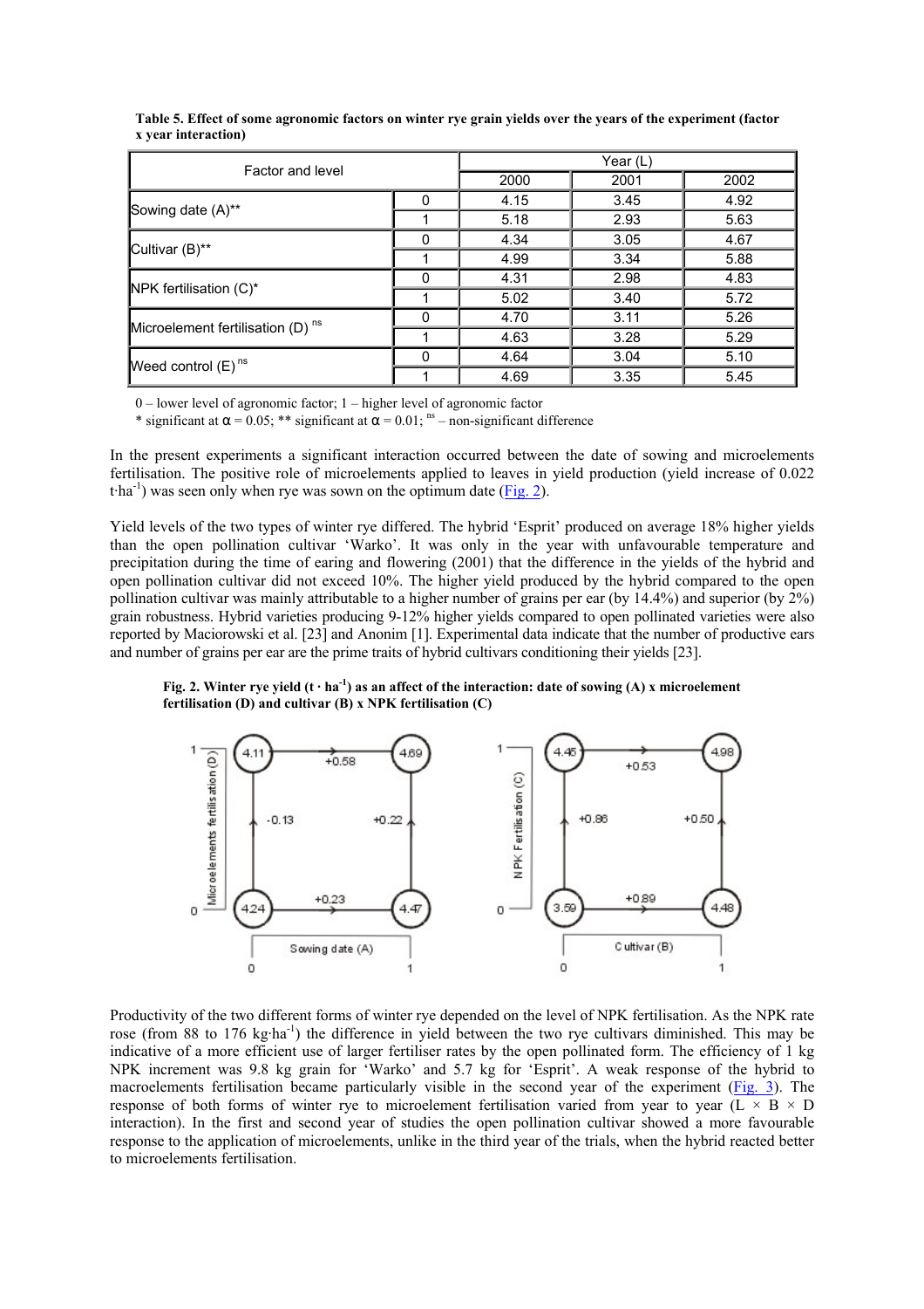**Table 5. Effect of some agronomic factors on winter rye grain yields over the years of the experiment (factor x year interaction)**

| Factor and level | | Year (L) | | |
|---|---|---|---|---|
| | | 2000 | 2001 | 2002 |
| Sowing date (A)** | 0 | 4.15 | 3.45 | 4.92 |
| | 1 | 5.18 | 2.93 | 5.63 |
| Cultivar (B)** | 0 | 4.34 | 3.05 | 4.67 |
| | 1 | 4.99 | 3.34 | 5.88 |
| NPK fertilisation (C)* | 0 | 4.31 | 2.98 | 4.83 |
| | 1 | 5.02 | 3.40 | 5.72 |
| Microelement fertilisation (D) ns | 0 | 4.70 | 3.11 | 5.26 |
| | 1 | 4.63 | 3.28 | 5.29 |
| Weed control (E) ns | 0 | 4.64 | 3.04 | 5.10 |
| | 1 | 4.69 | 3.35 | 5.45 |

0 – lower level of agronomic factor; 1 – higher level of agronomic factor
\* significant at $\alpha = 0.05$; ** significant at $\alpha = 0.01$; ns – non-significant difference

In the present experiments a significant interaction occurred between the date of sowing and microelements fertilisation. The positive role of microelements applied to leaves in yield production (yield increase of 0.022 $t \cdot ha^{-1}$) was seen only when rye was sown on the optimum date (Fig. 2).

Yield levels of the two types of winter rye differed. The hybrid 'Esprit' produced on average 18% higher yields than the open pollination cultivar 'Warko'. It was only in the year with unfavourable temperature and precipitation during the time of earing and flowering (2001) that the difference in the yields of the hybrid and open pollination cultivar did not exceed 10%. The higher yield produced by the hybrid compared to the open pollination cultivar was mainly attributable to a higher number of grains per ear (by 14.4%) and superior (by 2%) grain robustness. Hybrid varieties producing 9-12% higher yields compared to open pollinated varieties were also reported by Maciorowski et al. [23] and Anonim [1]. Experimental data indicate that the number of productive ears and number of grains per ear are the prime traits of hybrid cultivars conditioning their yields [23].

**Fig. 2. Winter rye yield ($t \cdot ha^{-1}$) as an affect of the interaction: date of sowing (A) x microelement fertilisation (D) and cultivar (B) x NPK fertilisation (C)**

Productivity of the two different forms of winter rye depended on the level of NPK fertilisation. As the NPK rate rose (from 88 to 176 $kg \cdot ha^{-1}$) the difference in yield between the two rye cultivars diminished. This may be indicative of a more efficient use of larger fertiliser rates by the open pollinated form. The efficiency of 1 kg NPK increment was 9.8 kg grain for 'Warko' and 5.7 kg for 'Esprit'. A weak response of the hybrid to macroelements fertilisation became particularly visible in the second year of the experiment (Fig. 3). The response of both forms of winter rye to microelement fertilisation varied from year to year (L × B × D interaction). In the first and second year of studies the open pollination cultivar showed a more favourable response to the application of microelements, unlike in the third year of the trials, when the hybrid reacted better to microelements fertilisation.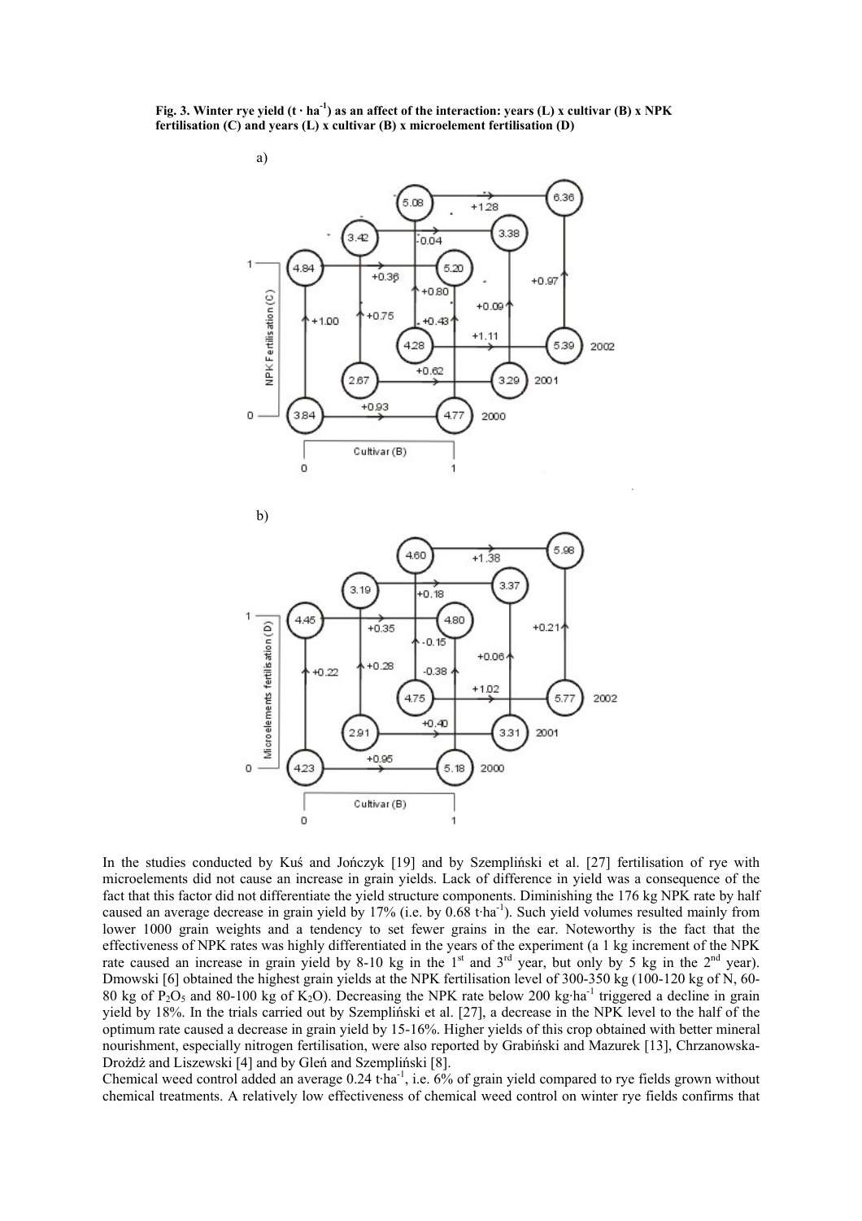**Fig. 3. Winter rye yield ($t \cdot ha^{-1}$) as an affect of the interaction: years (L) x cultivar (B) x NPK fertilisation (C) and years (L) x cultivar (B) x microelement fertilisation (D)**

a)

b)

In the studies conducted by Kuś and Jończyk [19] and by Szempliński et al. [27] fertilisation of rye with microelements did not cause an increase in grain yields. Lack of difference in yield was a consequence of the fact that this factor did not differentiate the yield structure components. Diminishing the 176 kg NPK rate by half caused an average decrease in grain yield by 17% (i.e. by 0.68 $t \cdot ha^{-1}$). Such yield volumes resulted mainly from lower 1000 grain weights and a tendency to set fewer grains in the ear. Noteworthy is the fact that the effectiveness of NPK rates was highly differentiated in the years of the experiment (a 1 kg increment of the NPK rate caused an increase in grain yield by 8-10 kg in the 1st and 3rd year, but only by 5 kg in the 2nd year). Dmowski [6] obtained the highest grain yields at the NPK fertilisation level of 300-350 kg (100-120 kg of N, 60-80 kg of $P_2O_5$ and 80-100 kg of $K_2O$). Decreasing the NPK rate below 200 $kg \cdot ha^{-1}$ triggered a decline in grain yield by 18%. In the trials carried out by Szempliński et al. [27], a decrease in the NPK level to the half of the optimum rate caused a decrease in grain yield by 15-16%. Higher yields of this crop obtained with better mineral nourishment, especially nitrogen fertilisation, were also reported by Grabiński and Mazurek [13], Chrzanowska-Drożdż and Liszewski [4] and by Gleń and Szempliński [8].

Chemical weed control added an average 0.24 $t \cdot ha^{-1}$, i.e. 6% of grain yield compared to rye fields grown without chemical treatments. A relatively low effectiveness of chemical weed control on winter rye fields confirms that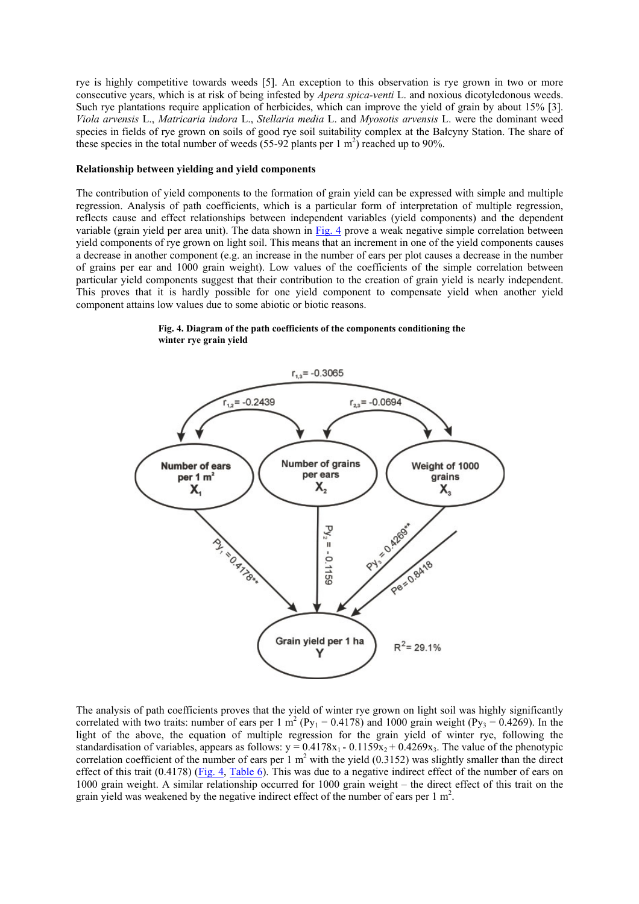rye is highly competitive towards weeds [5]. An exception to this observation is rye grown in two or more consecutive years, which is at risk of being infested by *Apera spica-venti* L. and noxious dicotyledonous weeds. Such rye plantations require application of herbicides, which can improve the yield of grain by about 15% [3]. *Viola arvensis* L., *Matricaria indora* L., *Stellaria media* L. and *Myosotis arvensis* L. were the dominant weed species in fields of rye grown on soils of good rye soil suitability complex at the Bałcyny Station. The share of these species in the total number of weeds (55-92 plants per 1 $m^2$) reached up to 90%.

**Relationship between yielding and yield components**

The contribution of yield components to the formation of grain yield can be expressed with simple and multiple regression. Analysis of path coefficients, which is a particular form of interpretation of multiple regression, reflects cause and effect relationships between independent variables (yield components) and the dependent variable (grain yield per area unit). The data shown in Fig. 4 prove a weak negative simple correlation between yield components of rye grown on light soil. This means that an increment in one of the yield components causes a decrease in another component (e.g. an increase in the number of ears per plot causes a decrease in the number of grains per ear and 1000 grain weight). Low values of the coefficients of the simple correlation between particular yield components suggest that their contribution to the creation of grain yield is nearly independent. This proves that it is hardly possible for one yield component to compensate yield when another yield component attains low values due to some abiotic or biotic reasons.

**Fig. 4. Diagram of the path coefficients of the components conditioning the winter rye grain yield**

The analysis of path coefficients proves that the yield of winter rye grown on light soil was highly significantly correlated with two traits: number of ears per 1 $m^2$ ($Py_1 = 0.4178$) and 1000 grain weight ($Py_3 = 0.4269$). In the light of the above, the equation of multiple regression for the grain yield of winter rye, following the standardisation of variables, appears as follows: $y = 0.4178x_1 - 0.1159x_2 + 0.4269x_3$. The value of the phenotypic correlation coefficient of the number of ears per 1 $m^2$ with the yield (0.3152) was slightly smaller than the direct effect of this trait (0.4178) (Fig. 4, Table 6). This was due to a negative indirect effect of the number of ears on 1000 grain weight. A similar relationship occurred for 1000 grain weight – the direct effect of this trait on the grain yield was weakened by the negative indirect effect of the number of ears per 1 $m^2$.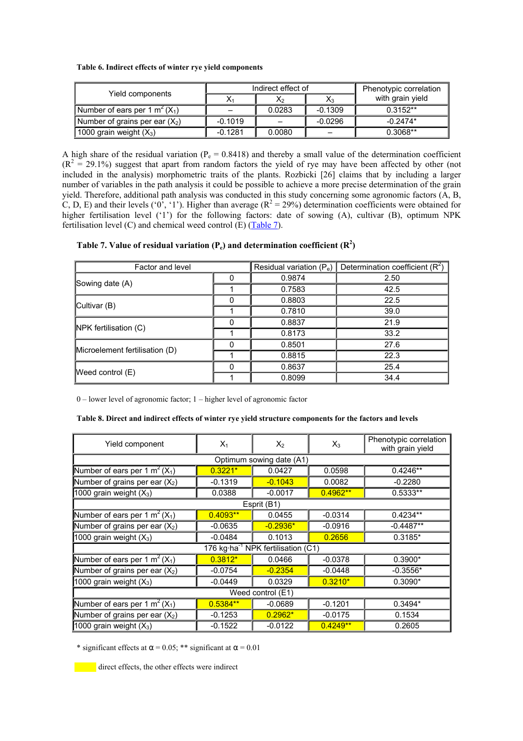**Table 6. Indirect effects of winter rye yield components**

| Yield components | Indirect effect of | | | Phenotypic correlation with grain yield |
|---|---|---|---|---|
| | $X_1$ | $X_2$ | $X_3$ | |
| Number of ears per 1 $m^2$ ($X_1$) | – | 0.0283 | -0.1309 | 0.3152** |
| Number of grains per ear ($X_2$) | -0.1019 | – | -0.0296 | -0.2474* |
| 1000 grain weight ($X_3$) | -0.1281 | 0.0080 | – | 0.3068** |

A high share of the residual variation ($P_e$ = 0.8418) and thereby a small value of the determination coefficient ($R^2$ = 29.1%) suggest that apart from random factors the yield of rye may have been affected by other (not included in the analysis) morphometric traits of the plants. Rozbicki [26] claims that by including a larger number of variables in the path analysis it could be possible to achieve a more precise determination of the grain yield. Therefore, additional path analysis was conducted in this study concerning some agronomic factors (A, B, C, D, E) and their levels ('0', '1'). Higher than average ($R^2$ = 29%) determination coefficients were obtained for higher fertilisation level ('1') for the following factors: date of sowing (A), cultivar (B), optimum NPK fertilisation level (C) and chemical weed control (E) (Table 7).

**Table 7. Value of residual variation ($P_e$) and determination coefficient ($R^2$)**

| Factor and level | | Residual variation ($P_e$) | Determination coefficient ($R^2$) |
|---|---|---|---|
| Sowing date (A) | 0 | 0.9874 | 2.50 |
| | 1 | 0.7583 | 42.5 |
| Cultivar (B) | 0 | 0.8803 | 22.5 |
| | 1 | 0.7810 | 39.0 |
| NPK fertilisation (C) | 0 | 0.8837 | 21.9 |
| | 1 | 0.8173 | 33.2 |
| Microelement fertilisation (D) | 0 | 0.8501 | 27.6 |
| | 1 | 0.8815 | 22.3 |
| Weed control (E) | 0 | 0.8637 | 25.4 |
| | 1 | 0.8099 | 34.4 |

0 – lower level of agronomic factor; 1 – higher level of agronomic factor

**Table 8. Direct and indirect effects of winter rye yield structure components for the factors and levels**

| Yield component | $X_1$ | $X_2$ | $X_3$ | Phenotypic correlation with grain yield |
|---|---|---|---|---|
| Optimum sowing date (A1) | | | | |
| Number of ears per 1 $m^2$ ($X_1$) | 0.3221* | 0.0427 | 0.0598 | 0.4246** |
| Number of grains per ear ($X_2$) | -0.1319 | -0.1043 | 0.0082 | -0.2280 |
| 1000 grain weight ($X_3$) | 0.0388 | -0.0017 | 0.4962** | 0.5333** |
| Esprit (B1) | | | | |
| Number of ears per 1 $m^2$ ($X_1$) | 0.4093** | 0.0455 | -0.0314 | 0.4234** |
| Number of grains per ear ($X_2$) | -0.0635 | -0.2936* | -0.0916 | -0.4487** |
| 1000 grain weight ($X_3$) | -0.0484 | 0.1013 | 0.2656 | 0.3185* |
| 176 kg·ha$^{-1}$ NPK fertilisation (C1) | | | | |
| Number of ears per 1 $m^2$ ($X_1$) | 0.3812* | 0.0466 | -0.0378 | 0.3900* |
| Number of grains per ear ($X_2$) | -0.0754 | -0.2354 | -0.0448 | -0.3556* |
| 1000 grain weight ($X_3$) | -0.0449 | 0.0329 | 0.3210* | 0.3090* |
| Weed control (E1) | | | | |
| Number of ears per 1 $m^2$ ($X_1$) | 0.5384** | -0.0689 | -0.1201 | 0.3494* |
| Number of grains per ear ($X_2$) | -0.1253 | 0.2962* | -0.0175 | 0.1534 |
| 1000 grain weight ($X_3$) | -0.1522 | -0.0122 | 0.4249** | 0.2605 |

\* significant effects at α = 0.05; ** significant at α = 0.01

(highlighted) direct effects, the other effects were indirect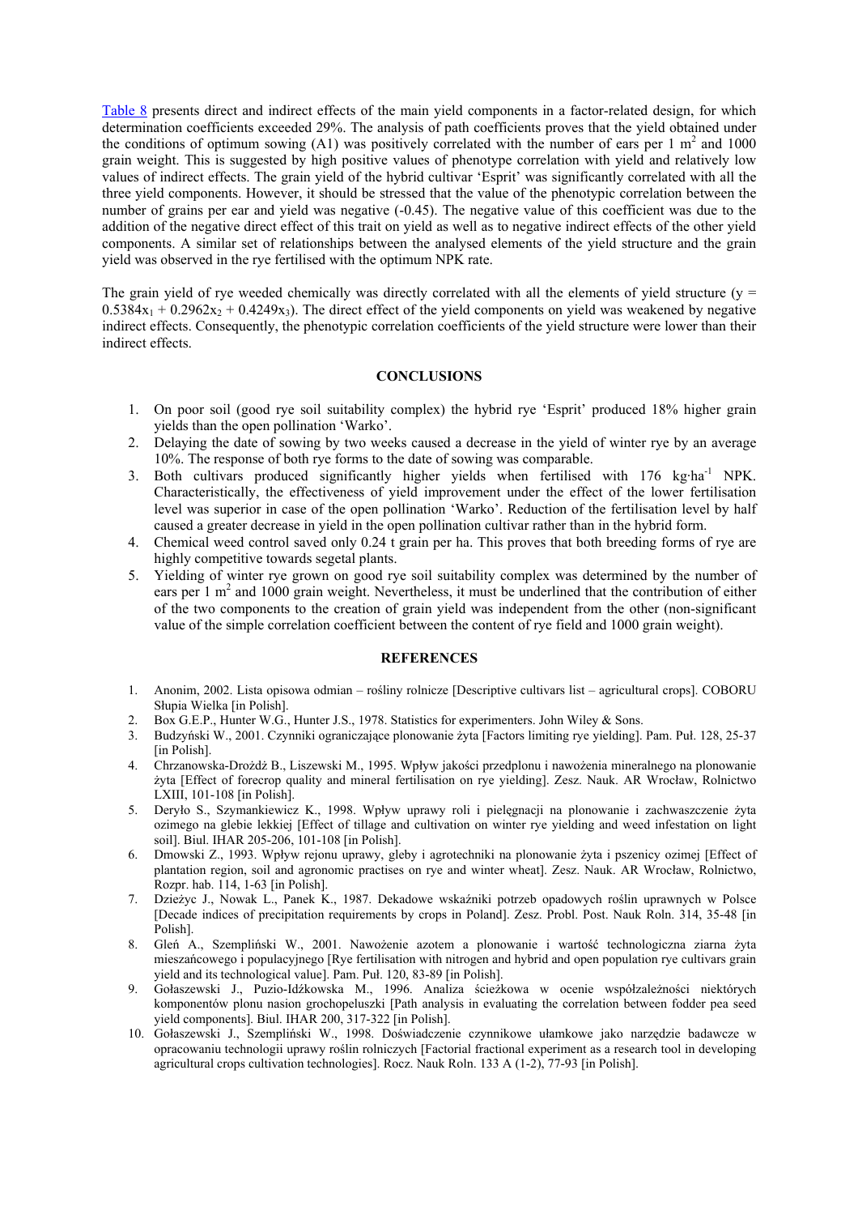Table 8 presents direct and indirect effects of the main yield components in a factor-related design, for which determination coefficients exceeded 29%. The analysis of path coefficients proves that the yield obtained under the conditions of optimum sowing (A1) was positively correlated with the number of ears per 1 $m^2$ and 1000 grain weight. This is suggested by high positive values of phenotype correlation with yield and relatively low values of indirect effects. The grain yield of the hybrid cultivar 'Esprit' was significantly correlated with all the three yield components. However, it should be stressed that the value of the phenotypic correlation between the number of grains per ear and yield was negative (-0.45). The negative value of this coefficient was due to the addition of the negative direct effect of this trait on yield as well as to negative indirect effects of the other yield components. A similar set of relationships between the analysed elements of the yield structure and the grain yield was observed in the rye fertilised with the optimum NPK rate.

The grain yield of rye weeded chemically was directly correlated with all the elements of yield structure ($y = 0.5384x_1 + 0.2962x_2 + 0.4249x_3$). The direct effect of the yield components on yield was weakened by negative indirect effects. Consequently, the phenotypic correlation coefficients of the yield structure were lower than their indirect effects.

## CONCLUSIONS

1. On poor soil (good rye soil suitability complex) the hybrid rye 'Esprit' produced 18% higher grain yields than the open pollination 'Warko'.
2. Delaying the date of sowing by two weeks caused a decrease in the yield of winter rye by an average 10%. The response of both rye forms to the date of sowing was comparable.
3. Both cultivars produced significantly higher yields when fertilised with 176 kg·$ha^{-1}$ NPK. Characteristically, the effectiveness of yield improvement under the effect of the lower fertilisation level was superior in case of the open pollination 'Warko'. Reduction of the fertilisation level by half caused a greater decrease in yield in the open pollination cultivar rather than in the hybrid form.
4. Chemical weed control saved only 0.24 t grain per ha. This proves that both breeding forms of rye are highly competitive towards segetal plants.
5. Yielding of winter rye grown on good rye soil suitability complex was determined by the number of ears per 1 $m^2$ and 1000 grain weight. Nevertheless, it must be underlined that the contribution of either of the two components to the creation of grain yield was independent from the other (non-significant value of the simple correlation coefficient between the content of rye field and 1000 grain weight).

## REFERENCES

1. Anonim, 2002. Lista opisowa odmian – rośliny rolnicze [Descriptive cultivars list – agricultural crops]. COBORU Słupia Wielka [in Polish].
2. Box G.E.P., Hunter W.G., Hunter J.S., 1978. Statistics for experimenters. John Wiley & Sons.
3. Budzyński W., 2001. Czynniki ograniczające plonowanie żyta [Factors limiting rye yielding]. Pam. Puł. 128, 25-37 [in Polish].
4. Chrzanowska-Drożdż B., Liszewski M., 1995. Wpływ jakości przedplonu i nawożenia mineralnego na plonowanie żyta [Effect of forecrop quality and mineral fertilisation on rye yielding]. Zesz. Nauk. AR Wrocław, Rolnictwo LXIII, 101-108 [in Polish].
5. Deryło S., Szymankiewicz K., 1998. Wpływ uprawy roli i pielęgnacji na plonowanie i zachwaszczenie żyta ozimego na glebie lekkiej [Effect of tillage and cultivation on winter rye yielding and weed infestation on light soil]. Biul. IHAR 205-206, 101-108 [in Polish].
6. Dmowski Z., 1993. Wpływ rejonu uprawy, gleby i agrotechniki na plonowanie żyta i pszenicy ozimej [Effect of plantation region, soil and agronomic practises on rye and winter wheat]. Zesz. Nauk. AR Wrocław, Rolnictwo, Rozpr. hab. 114, 1-63 [in Polish].
7. Dzieżyc J., Nowak L., Panek K., 1987. Dekadowe wskaźniki potrzeb opadowych roślin uprawnych w Polsce [Decade indices of precipitation requirements by crops in Poland]. Zesz. Probl. Post. Nauk Roln. 314, 35-48 [in Polish].
8. Gleń A., Szempliński W., 2001. Nawożenie azotem a plonowanie i wartość technologiczna ziarna żyta mieszańcowego i populacyjnego [Rye fertilisation with nitrogen and hybrid and open population rye cultivars grain yield and its technological value]. Pam. Puł. 120, 83-89 [in Polish].
9. Gołaszewski J., Puzio-Idźkowska M., 1996. Analiza ścieżkowa w ocenie współzależności niektórych komponentów plonu nasion grochopeluszki [Path analysis in evaluating the correlation between fodder pea seed yield components]. Biul. IHAR 200, 317-322 [in Polish].
10. Gołaszewski J., Szempliński W., 1998. Doświadczenie czynnikowe ułamkowe jako narzędzie badawcze w opracowaniu technologii uprawy roślin rolniczych [Factorial fractional experiment as a research tool in developing agricultural crops cultivation technologies]. Rocz. Nauk Roln. 133 A (1-2), 77-93 [in Polish].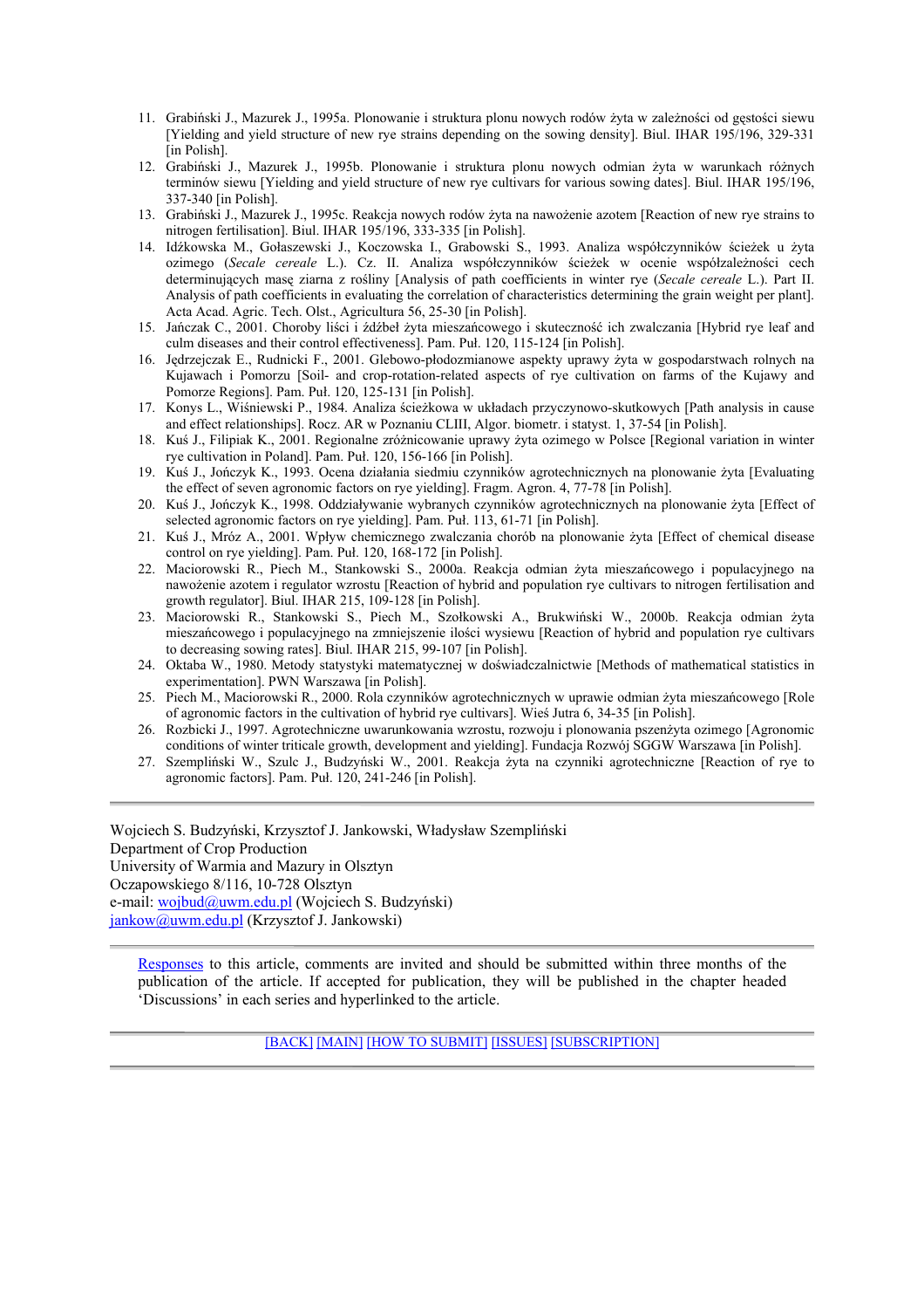11. Grabiński J., Mazurek J., 1995a. Plonowanie i struktura plonu nowych rodów żyta w zależności od gęstości siewu [Yielding and yield structure of new rye strains depending on the sowing density]. Biul. IHAR 195/196, 329-331 [in Polish].
12. Grabiński J., Mazurek J., 1995b. Plonowanie i struktura plonu nowych odmian żyta w warunkach różnych terminów siewu [Yielding and yield structure of new rye cultivars for various sowing dates]. Biul. IHAR 195/196, 337-340 [in Polish].
13. Grabiński J., Mazurek J., 1995c. Reakcja nowych rodów żyta na nawożenie azotem [Reaction of new rye strains to nitrogen fertilisation]. Biul. IHAR 195/196, 333-335 [in Polish].
14. Idźkowska M., Gołaszewski J., Koczowska I., Grabowski S., 1993. Analiza współczynników ścieżek u żyta ozimego (*Secale cereale* L.). Cz. II. Analiza współczynników ścieżek w ocenie współzależności cech determinujących masę ziarna z rośliny [Analysis of path coefficients in winter rye (*Secale cereale* L.). Part II. Analysis of path coefficients in evaluating the correlation of characteristics determining the grain weight per plant]. Acta Acad. Agric. Tech. Olst., Agricultura 56, 25-30 [in Polish].
15. Jańczak C., 2001. Choroby liści i źdźbeł żyta mieszańcowego i skuteczność ich zwalczania [Hybrid rye leaf and culm diseases and their control effectiveness]. Pam. Puł. 120, 115-124 [in Polish].
16. Jędrzejczak E., Rudnicki F., 2001. Glebowo-płodozmianowe aspekty uprawy żyta w gospodarstwach rolnych na Kujawach i Pomorzu [Soil- and crop-rotation-related aspects of rye cultivation on farms of the Kujawy and Pomorze Regions]. Pam. Puł. 120, 125-131 [in Polish].
17. Konys L., Wiśniewski P., 1984. Analiza ścieżkowa w układach przyczynowo-skutkowych [Path analysis in cause and effect relationships]. Rocz. AR w Poznaniu CLIII, Algor. biometr. i statyst. 1, 37-54 [in Polish].
18. Kuś J., Filipiak K., 2001. Regionalne zróżnicowanie uprawy żyta ozimego w Polsce [Regional variation in winter rye cultivation in Poland]. Pam. Puł. 120, 156-166 [in Polish].
19. Kuś J., Jończyk K., 1993. Ocena działania siedmiu czynników agrotechnicznych na plonowanie żyta [Evaluating the effect of seven agronomic factors on rye yielding]. Fragm. Agron. 4, 77-78 [in Polish].
20. Kuś J., Jończyk K., 1998. Oddziaływanie wybranych czynników agrotechnicznych na plonowanie żyta [Effect of selected agronomic factors on rye yielding]. Pam. Puł. 113, 61-71 [in Polish].
21. Kuś J., Mróz A., 2001. Wpływ chemicznego zwalczania chorób na plonowanie żyta [Effect of chemical disease control on rye yielding]. Pam. Puł. 120, 168-172 [in Polish].
22. Maciorowski R., Piech M., Stankowski S., 2000a. Reakcja odmian żyta mieszańcowego i populacyjnego na nawożenie azotem i regulator wzrostu [Reaction of hybrid and population rye cultivars to nitrogen fertilisation and growth regulator]. Biul. IHAR 215, 109-128 [in Polish].
23. Maciorowski R., Stankowski S., Piech M., Szołkowski A., Brukwiński W., 2000b. Reakcja odmian żyta mieszańcowego i populacyjnego na zmniejszenie ilości wysiewu [Reaction of hybrid and population rye cultivars to decreasing sowing rates]. Biul. IHAR 215, 99-107 [in Polish].
24. Oktaba W., 1980. Metody statystyki matematycznej w doświadczalnictwie [Methods of mathematical statistics in experimentation]. PWN Warszawa [in Polish].
25. Piech M., Maciorowski R., 2000. Rola czynników agrotechnicznych w uprawie odmian żyta mieszańcowego [Role of agronomic factors in the cultivation of hybrid rye cultivars]. Wieś Jutra 6, 34-35 [in Polish].
26. Rozbicki J., 1997. Agrotechniczne uwarunkowania wzrostu, rozwoju i plonowania pszenżyta ozimego [Agronomic conditions of winter triticale growth, development and yielding]. Fundacja Rozwój SGGW Warszawa [in Polish].
27. Szempliński W., Szulc J., Budzyński W., 2001. Reakcja żyta na czynniki agrotechniczne [Reaction of rye to agronomic factors]. Pam. Puł. 120, 241-246 [in Polish].

---

Wojciech S. Budzyński, Krzysztof J. Jankowski, Władysław Szempliński
Department of Crop Production
University of Warmia and Mazury in Olsztyn
Oczapowskiego 8/116, 10-728 Olsztyn
e-mail: wojbud@uwm.edu.pl (Wojciech S. Budzyński)
jankow@uwm.edu.pl (Krzysztof J. Jankowski)

---

Responses to this article, comments are invited and should be submitted within three months of the publication of the article. If accepted for publication, they will be published in the chapter headed 'Discussions' in each series and hyperlinked to the article.

[BACK] [MAIN] [HOW TO SUBMIT] [ISSUES] [SUBSCRIPTION]